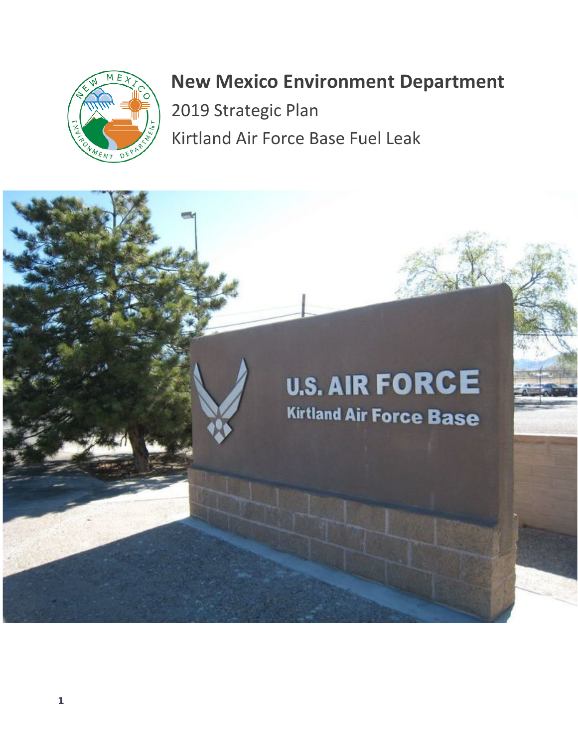# New Mexico Environment Department

2019 Strategic Plan

Kirtland Air Force Base Fuel Leak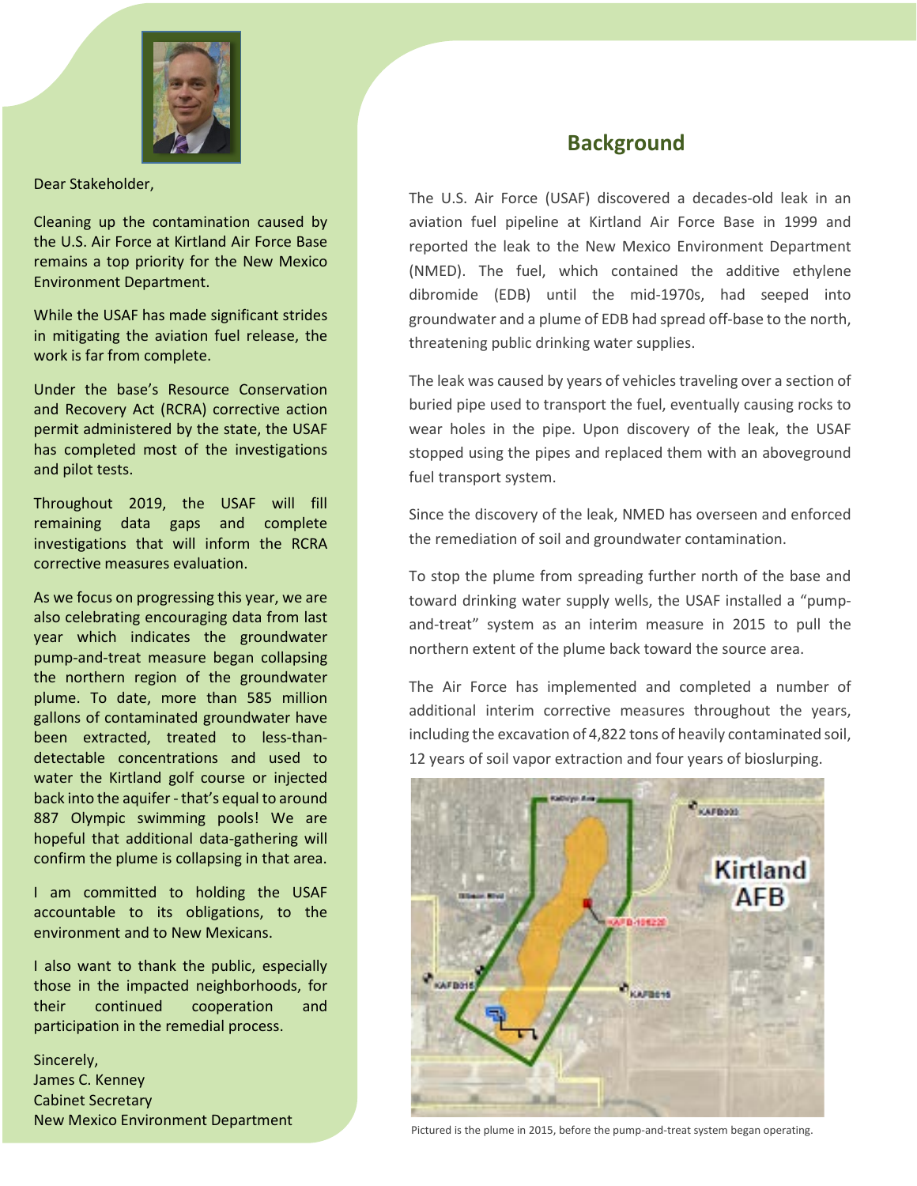Dear Stakeholder,

Cleaning up the contamination caused by the U.S. Air Force at Kirtland Air Force Base remains a top priority for the New Mexico Environment Department.

While the USAF has made significant strides in mitigating the aviation fuel release, the work is far from complete.

Under the base's Resource Conservation and Recovery Act (RCRA) corrective action permit administered by the state, the USAF has completed most of the investigations and pilot tests.

Throughout 2019, the USAF will fill remaining data gaps and complete investigations that will inform the RCRA corrective measures evaluation.

As we focus on progressing this year, we are also celebrating encouraging data from last year which indicates the groundwater pump-and-treat measure began collapsing the northern region of the groundwater plume. To date, more than 585 million gallons of contaminated groundwater have been extracted, treated to less-than-detectable concentrations and used to water the Kirtland golf course or injected back into the aquifer - that's equal to around 887 Olympic swimming pools! We are hopeful that additional data-gathering will confirm the plume is collapsing in that area.

I am committed to holding the USAF accountable to its obligations, to the environment and to New Mexicans.

I also want to thank the public, especially those in the impacted neighborhoods, for their continued cooperation and participation in the remedial process.

Sincerely,
James C. Kenney
Cabinet Secretary
New Mexico Environment Department

## Background

The U.S. Air Force (USAF) discovered a decades-old leak in an aviation fuel pipeline at Kirtland Air Force Base in 1999 and reported the leak to the New Mexico Environment Department (NMED). The fuel, which contained the additive ethylene dibromide (EDB) until the mid-1970s, had seeped into groundwater and a plume of EDB had spread off-base to the north, threatening public drinking water supplies.

The leak was caused by years of vehicles traveling over a section of buried pipe used to transport the fuel, eventually causing rocks to wear holes in the pipe. Upon discovery of the leak, the USAF stopped using the pipes and replaced them with an aboveground fuel transport system.

Since the discovery of the leak, NMED has overseen and enforced the remediation of soil and groundwater contamination.

To stop the plume from spreading further north of the base and toward drinking water supply wells, the USAF installed a "pump-and-treat" system as an interim measure in 2015 to pull the northern extent of the plume back toward the source area.

The Air Force has implemented and completed a number of additional interim corrective measures throughout the years, including the excavation of 4,822 tons of heavily contaminated soil, 12 years of soil vapor extraction and four years of bioslurping.

Pictured is the plume in 2015, before the pump-and-treat system began operating.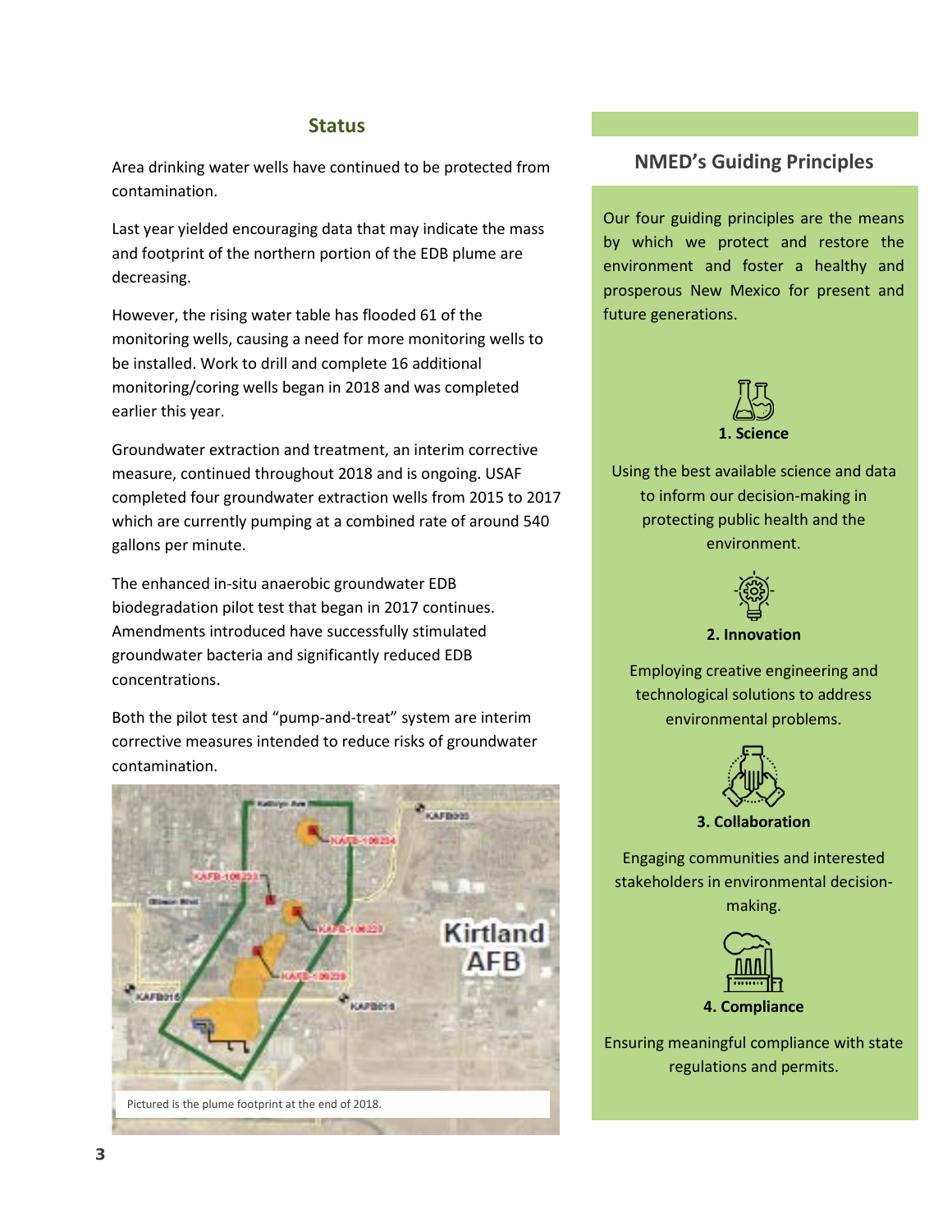## Status

Area drinking water wells have continued to be protected from contamination.

Last year yielded encouraging data that may indicate the mass and footprint of the northern portion of the EDB plume are decreasing.

However, the rising water table has flooded 61 of the monitoring wells, causing a need for more monitoring wells to be installed. Work to drill and complete 16 additional monitoring/coring wells began in 2018 and was completed earlier this year.

Groundwater extraction and treatment, an interim corrective measure, continued throughout 2018 and is ongoing. USAF completed four groundwater extraction wells from 2015 to 2017 which are currently pumping at a combined rate of around 540 gallons per minute.

The enhanced in-situ anaerobic groundwater EDB biodegradation pilot test that began in 2017 continues. Amendments introduced have successfully stimulated groundwater bacteria and significantly reduced EDB concentrations.

Both the pilot test and "pump-and-treat" system are interim corrective measures intended to reduce risks of groundwater contamination.

Pictured is the plume footprint at the end of 2018.

## NMED's Guiding Principles

Our four guiding principles are the means by which we protect and restore the environment and foster a healthy and prosperous New Mexico for present and future generations.

**1. Science**

Using the best available science and data to inform our decision-making in protecting public health and the environment.

**2. Innovation**

Employing creative engineering and technological solutions to address environmental problems.

**3. Collaboration**

Engaging communities and interested stakeholders in environmental decision-making.

**4. Compliance**

Ensuring meaningful compliance with state regulations and permits.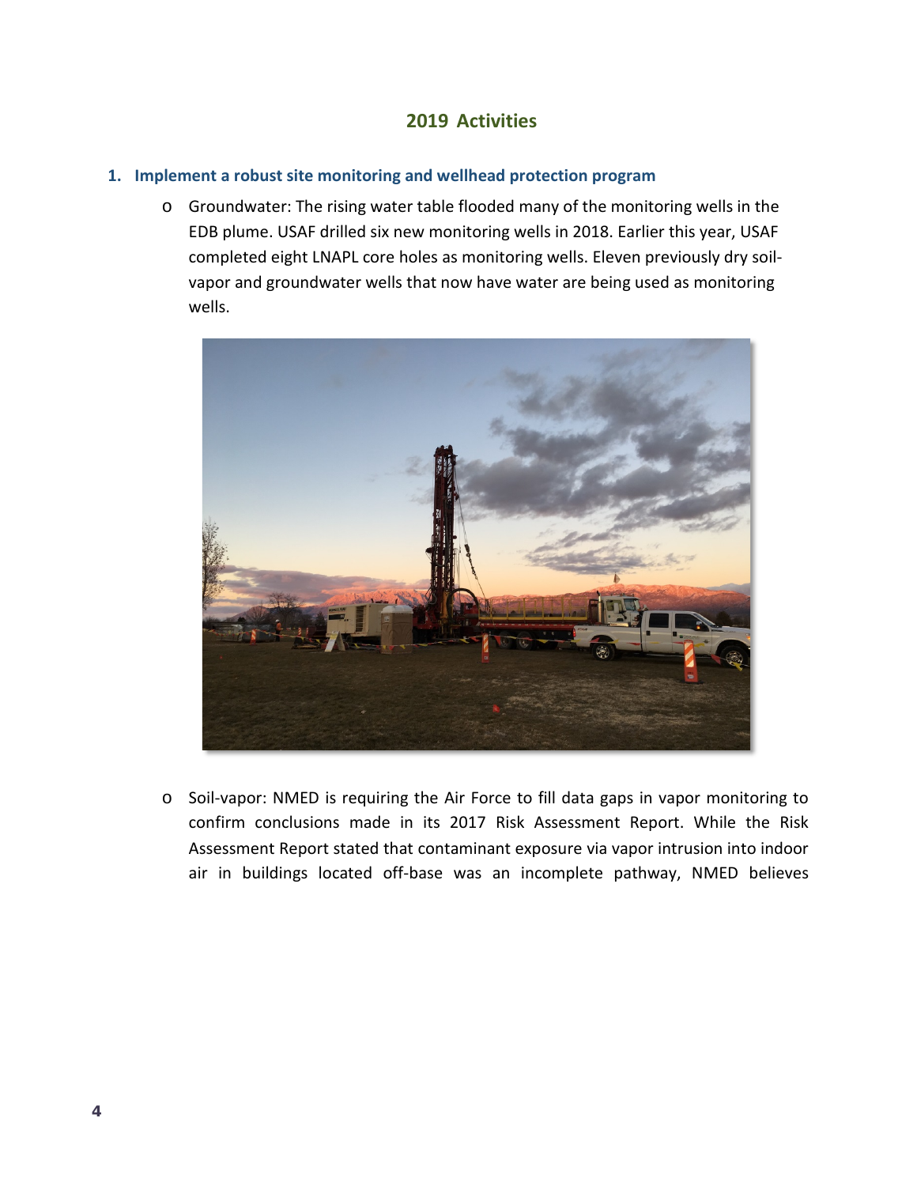## 2019 Activities

### 1. Implement a robust site monitoring and wellhead protection program

- Groundwater: The rising water table flooded many of the monitoring wells in the EDB plume. USAF drilled six new monitoring wells in 2018. Earlier this year, USAF completed eight LNAPL core holes as monitoring wells. Eleven previously dry soil-vapor and groundwater wells that now have water are being used as monitoring wells.

- Soil-vapor: NMED is requiring the Air Force to fill data gaps in vapor monitoring to confirm conclusions made in its 2017 Risk Assessment Report. While the Risk Assessment Report stated that contaminant exposure via vapor intrusion into indoor air in buildings located off-base was an incomplete pathway, NMED believes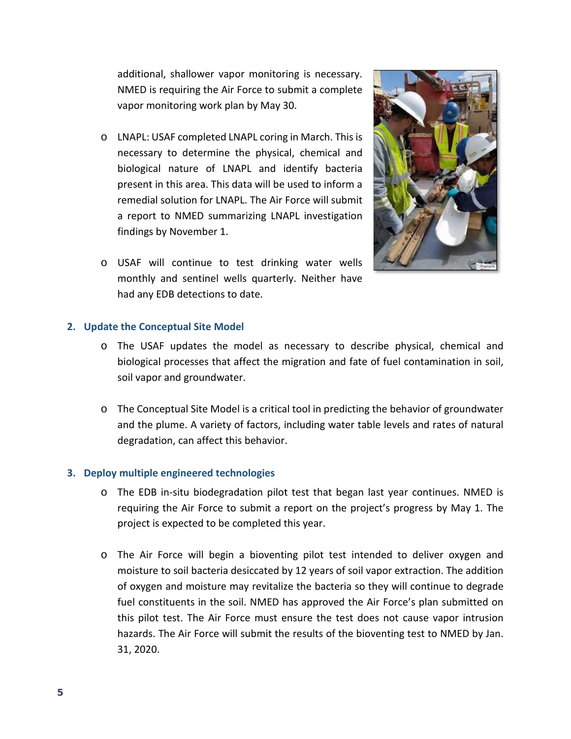additional, shallower vapor monitoring is necessary. NMED is requiring the Air Force to submit a complete vapor monitoring work plan by May 30.

- LNAPL: USAF completed LNAPL coring in March. This is necessary to determine the physical, chemical and biological nature of LNAPL and identify bacteria present in this area. This data will be used to inform a remedial solution for LNAPL. The Air Force will submit a report to NMED summarizing LNAPL investigation findings by November 1.

- USAF will continue to test drinking water wells monthly and sentinel wells quarterly. Neither have had any EDB detections to date.

### 2. Update the Conceptual Site Model

- The USAF updates the model as necessary to describe physical, chemical and biological processes that affect the migration and fate of fuel contamination in soil, soil vapor and groundwater.

- The Conceptual Site Model is a critical tool in predicting the behavior of groundwater and the plume. A variety of factors, including water table levels and rates of natural degradation, can affect this behavior.

### 3. Deploy multiple engineered technologies

- The EDB in-situ biodegradation pilot test that began last year continues. NMED is requiring the Air Force to submit a report on the project's progress by May 1. The project is expected to be completed this year.

- The Air Force will begin a bioventing pilot test intended to deliver oxygen and moisture to soil bacteria desiccated by 12 years of soil vapor extraction. The addition of oxygen and moisture may revitalize the bacteria so they will continue to degrade fuel constituents in the soil. NMED has approved the Air Force's plan submitted on this pilot test. The Air Force must ensure the test does not cause vapor intrusion hazards. The Air Force will submit the results of the bioventing test to NMED by Jan. 31, 2020.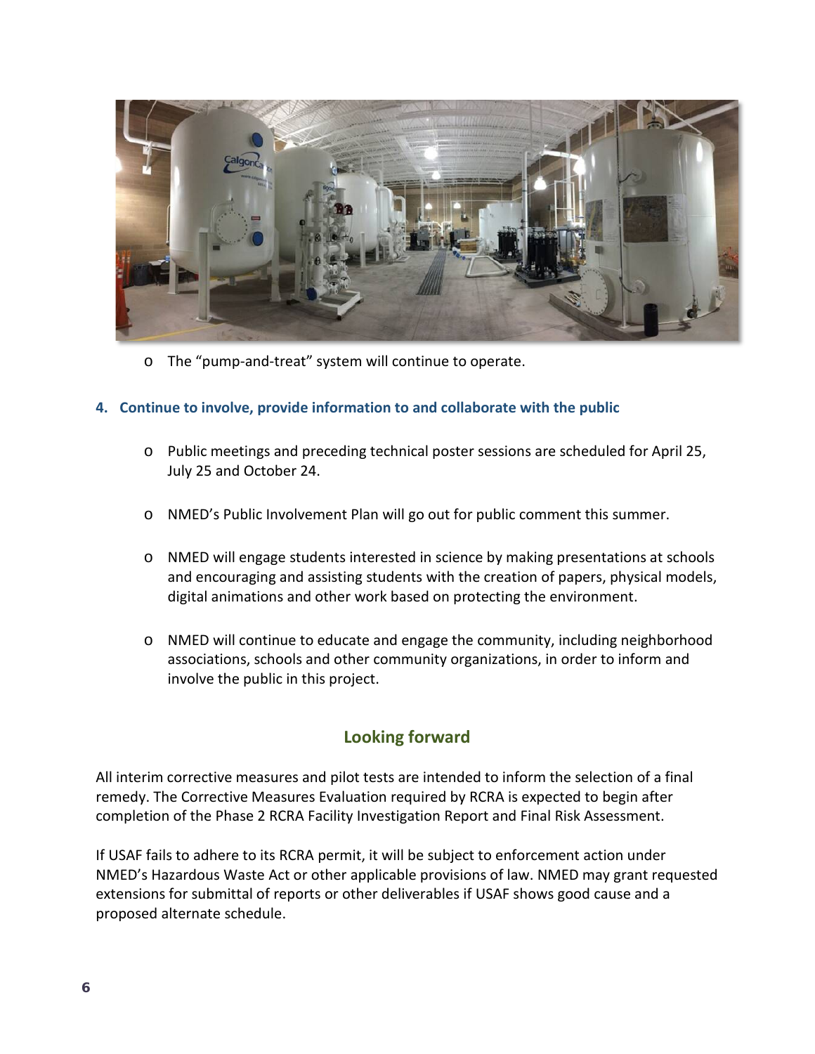- The "pump-and-treat" system will continue to operate.

**4. Continue to involve, provide information to and collaborate with the public**

- Public meetings and preceding technical poster sessions are scheduled for April 25, July 25 and October 24.
- NMED's Public Involvement Plan will go out for public comment this summer.
- NMED will engage students interested in science by making presentations at schools and encouraging and assisting students with the creation of papers, physical models, digital animations and other work based on protecting the environment.
- NMED will continue to educate and engage the community, including neighborhood associations, schools and other community organizations, in order to inform and involve the public in this project.

## Looking forward

All interim corrective measures and pilot tests are intended to inform the selection of a final remedy. The Corrective Measures Evaluation required by RCRA is expected to begin after completion of the Phase 2 RCRA Facility Investigation Report and Final Risk Assessment.

If USAF fails to adhere to its RCRA permit, it will be subject to enforcement action under NMED's Hazardous Waste Act or other applicable provisions of law. NMED may grant requested extensions for submittal of reports or other deliverables if USAF shows good cause and a proposed alternate schedule.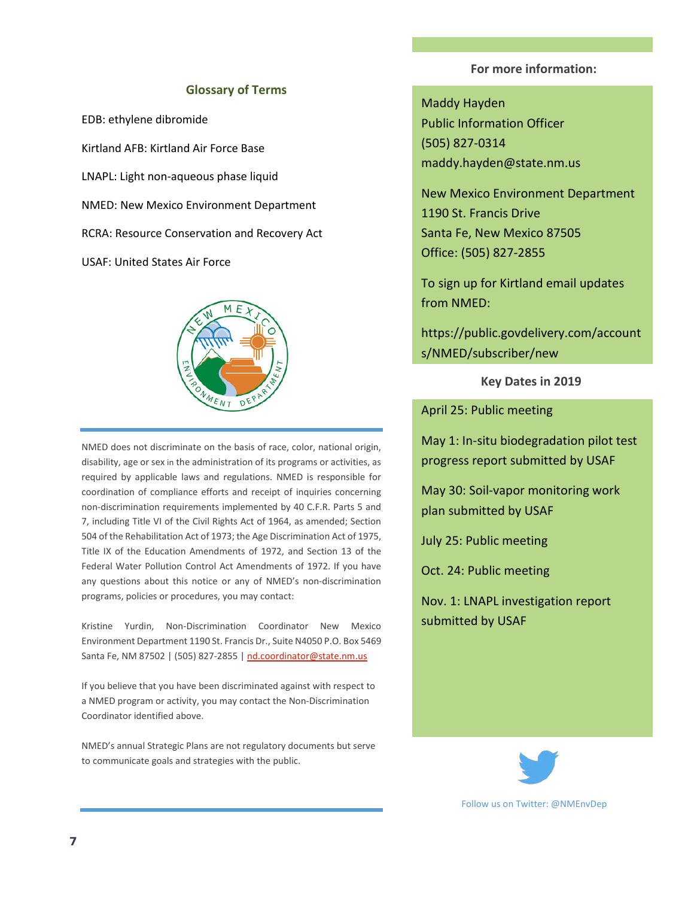## Glossary of Terms

EDB: ethylene dibromide

Kirtland AFB: Kirtland Air Force Base

LNAPL: Light non-aqueous phase liquid

NMED: New Mexico Environment Department

RCRA: Resource Conservation and Recovery Act

USAF: United States Air Force

NMED does not discriminate on the basis of race, color, national origin, disability, age or sex in the administration of its programs or activities, as required by applicable laws and regulations. NMED is responsible for coordination of compliance efforts and receipt of inquiries concerning non-discrimination requirements implemented by 40 C.F.R. Parts 5 and 7, including Title VI of the Civil Rights Act of 1964, as amended; Section 504 of the Rehabilitation Act of 1973; the Age Discrimination Act of 1975, Title IX of the Education Amendments of 1972, and Section 13 of the Federal Water Pollution Control Act Amendments of 1972. If you have any questions about this notice or any of NMED's non-discrimination programs, policies or procedures, you may contact:

Kristine Yurdin, Non-Discrimination Coordinator New Mexico Environment Department 1190 St. Francis Dr., Suite N4050 P.O. Box 5469 Santa Fe, NM 87502 | (505) 827-2855 | nd.coordinator@state.nm.us

If you believe that you have been discriminated against with respect to a NMED program or activity, you may contact the Non-Discrimination Coordinator identified above.

NMED's annual Strategic Plans are not regulatory documents but serve to communicate goals and strategies with the public.

### For more information:

Maddy Hayden
Public Information Officer
(505) 827-0314
maddy.hayden@state.nm.us

New Mexico Environment Department
1190 St. Francis Drive
Santa Fe, New Mexico 87505
Office: (505) 827-2855

To sign up for Kirtland email updates from NMED:

https://public.govdelivery.com/accounts/NMED/subscriber/new

### Key Dates in 2019

April 25: Public meeting

May 1: In-situ biodegradation pilot test progress report submitted by USAF

May 30: Soil-vapor monitoring work plan submitted by USAF

July 25: Public meeting

Oct. 24: Public meeting

Nov. 1: LNAPL investigation report submitted by USAF

Follow us on Twitter: @NMEnvDep